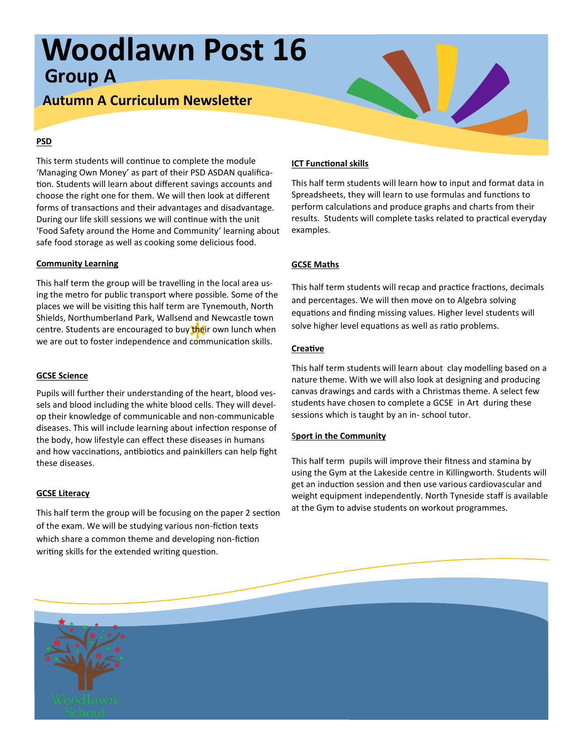# Woodlawn Post 16

## Group A

### Autumn A Curriculum Newsletter

**PSD**

This term students will continue to complete the module 'Managing Own Money' as part of their PSD ASDAN qualification. Students will learn about different savings accounts and choose the right one for them. We will then look at different forms of transactions and their advantages and disadvantage. During our life skill sessions we will continue with the unit 'Food Safety around the Home and Community' learning about safe food storage as well as cooking some delicious food.

**Community Learning**

This half term the group will be travelling in the local area using the metro for public transport where possible. Some of the places we will be visiting this half term are Tynemouth, North Shields, Northumberland Park, Wallsend and Newcastle town centre. Students are encouraged to buy their own lunch when we are out to foster independence and communication skills.

**GCSE Science**

Pupils will further their understanding of the heart, blood vessels and blood including the white blood cells. They will develop their knowledge of communicable and non-communicable diseases. This will include learning about infection response of the body, how lifestyle can effect these diseases in humans and how vaccinations, antibiotics and painkillers can help fight these diseases.

**GCSE Literacy**

This half term the group will be focusing on the paper 2 section of the exam. We will be studying various non-fiction texts which share a common theme and developing non-fiction writing skills for the extended writing question.

**ICT Functional skills**

This half term students will learn how to input and format data in Spreadsheets, they will learn to use formulas and functions to perform calculations and produce graphs and charts from their results. Students will complete tasks related to practical everyday examples.

**GCSE Maths**

This half term students will recap and practice fractions, decimals and percentages. We will then move on to Algebra solving equations and finding missing values. Higher level students will solve higher level equations as well as ratio problems.

**Creative**

This half term students will learn about clay modelling based on a nature theme. With we will also look at designing and producing canvas drawings and cards with a Christmas theme. A select few students have chosen to complete a GCSE in Art during these sessions which is taught by an in- school tutor.

**Sport in the Community**

This half term pupils will improve their fitness and stamina by using the Gym at the Lakeside centre in Killingworth. Students will get an induction session and then use various cardiovascular and weight equipment independently. North Tyneside staff is available at the Gym to advise students on workout programmes.

Woodlawn School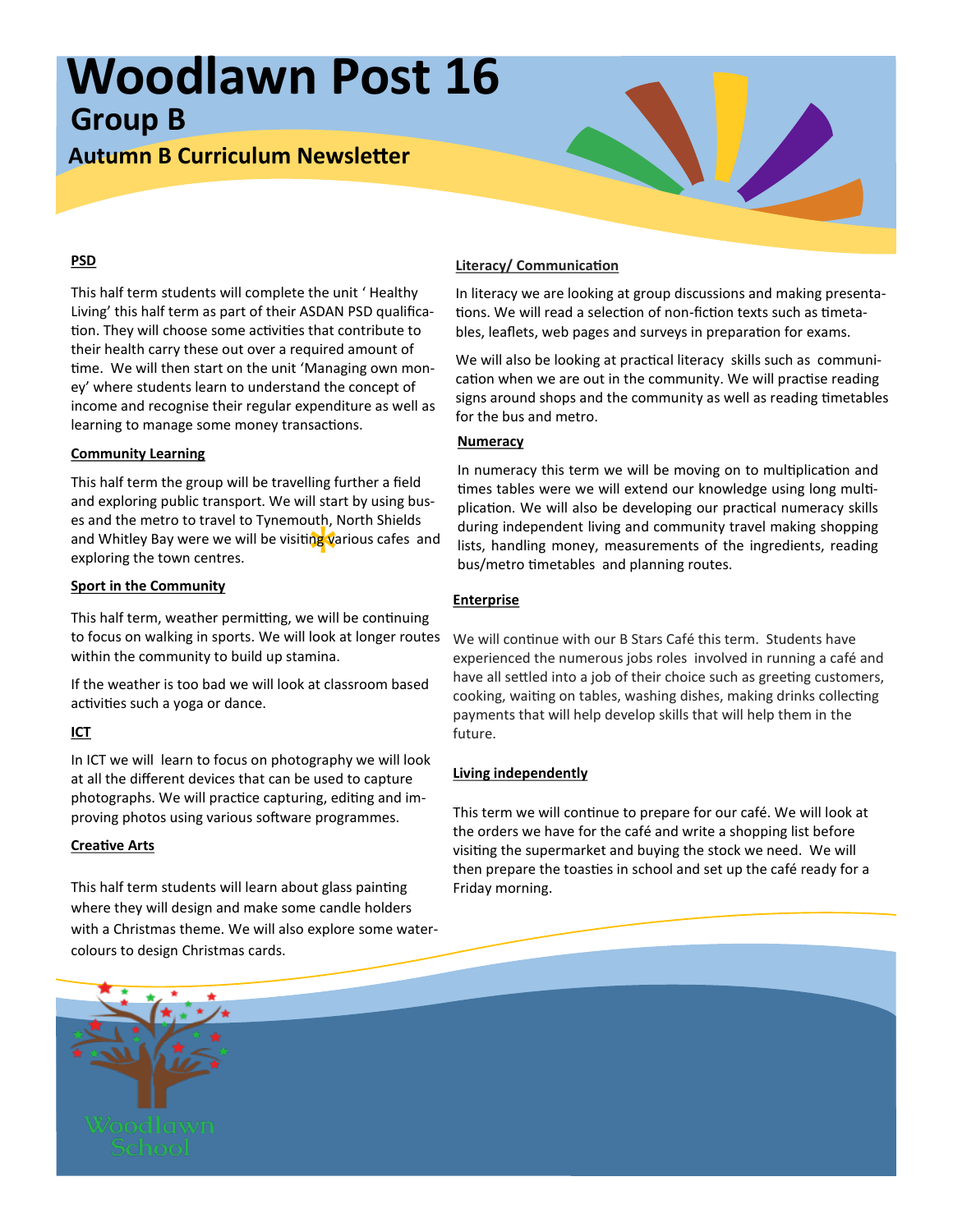# Woodlawn Post 16

## Group B

### Autumn B Curriculum Newsletter

**PSD**

This half term students will complete the unit ' Healthy Living' this half term as part of their ASDAN PSD qualification. They will choose some activities that contribute to their health carry these out over a required amount of time. We will then start on the unit 'Managing own money' where students learn to understand the concept of income and recognise their regular expenditure as well as learning to manage some money transactions.

**Community Learning**

This half term the group will be travelling further a field and exploring public transport. We will start by using buses and the metro to travel to Tynemouth, North Shields and Whitley Bay were we will be visiting various cafes and exploring the town centres.

**Sport in the Community**

This half term, weather permitting, we will be continuing to focus on walking in sports. We will look at longer routes within the community to build up stamina.

If the weather is too bad we will look at classroom based activities such a yoga or dance.

**ICT**

In ICT we will learn to focus on photography we will look at all the different devices that can be used to capture photographs. We will practice capturing, editing and improving photos using various software programmes.

**Creative Arts**

This half term students will learn about glass painting where they will design and make some candle holders with a Christmas theme. We will also explore some watercolours to design Christmas cards.

**Literacy/ Communication**

In literacy we are looking at group discussions and making presentations. We will read a selection of non-fiction texts such as timetables, leaflets, web pages and surveys in preparation for exams.

We will also be looking at practical literacy skills such as communication when we are out in the community. We will practise reading signs around shops and the community as well as reading timetables for the bus and metro.

**Numeracy**

In numeracy this term we will be moving on to multiplication and times tables were we will extend our knowledge using long multiplication. We will also be developing our practical numeracy skills during independent living and community travel making shopping lists, handling money, measurements of the ingredients, reading bus/metro timetables and planning routes.

**Enterprise**

We will continue with our B Stars Café this term. Students have experienced the numerous jobs roles involved in running a café and have all settled into a job of their choice such as greeting customers, cooking, waiting on tables, washing dishes, making drinks collecting payments that will help develop skills that will help them in the future.

**Living independently**

This term we will continue to prepare for our café. We will look at the orders we have for the café and write a shopping list before visiting the supermarket and buying the stock we need. We will then prepare the toasties in school and set up the café ready for a Friday morning.

Woodlawn School